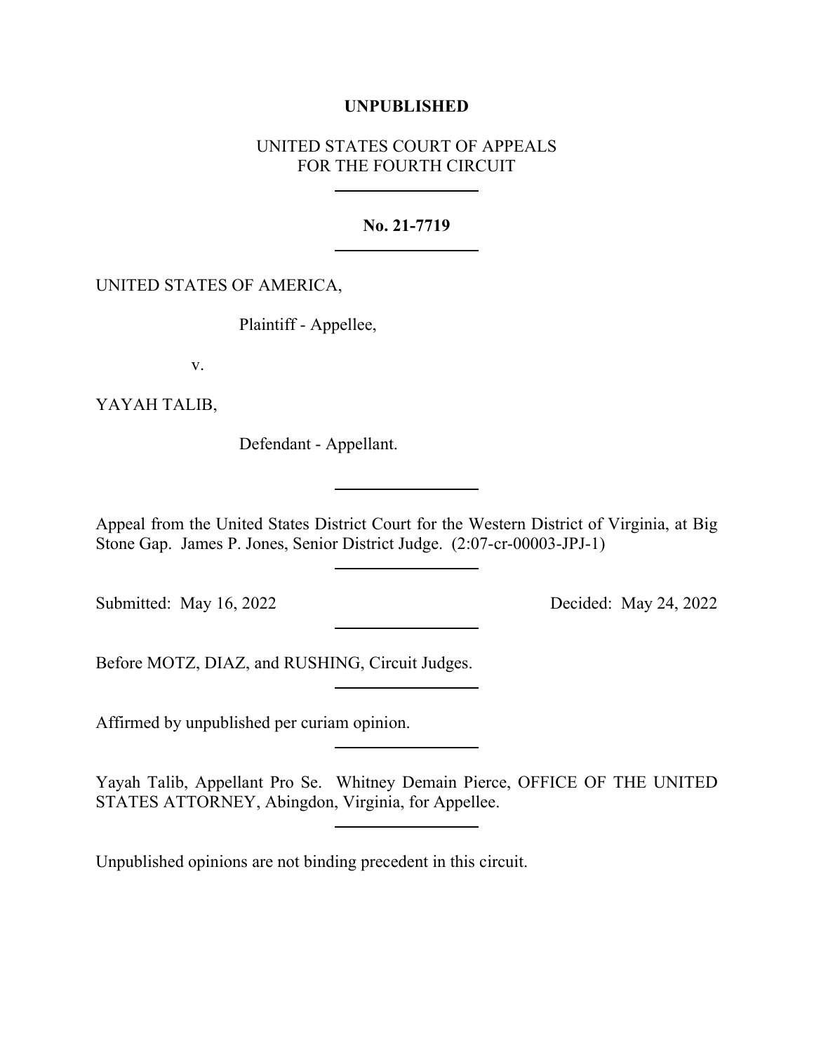**UNPUBLISHED**

UNITED STATES COURT OF APPEALS
FOR THE FOURTH CIRCUIT

---

**No. 21-7719**

---

UNITED STATES OF AMERICA,

Plaintiff - Appellee,

v.

YAYAH TALIB,

Defendant - Appellant.

---

Appeal from the United States District Court for the Western District of Virginia, at Big Stone Gap. James P. Jones, Senior District Judge. (2:07-cr-00003-JPJ-1)

---

Submitted: May 16, 2022 Decided: May 24, 2022

---

Before MOTZ, DIAZ, and RUSHING, Circuit Judges.

---

Affirmed by unpublished per curiam opinion.

---

Yayah Talib, Appellant Pro Se. Whitney Demain Pierce, OFFICE OF THE UNITED STATES ATTORNEY, Abingdon, Virginia, for Appellee.

---

Unpublished opinions are not binding precedent in this circuit.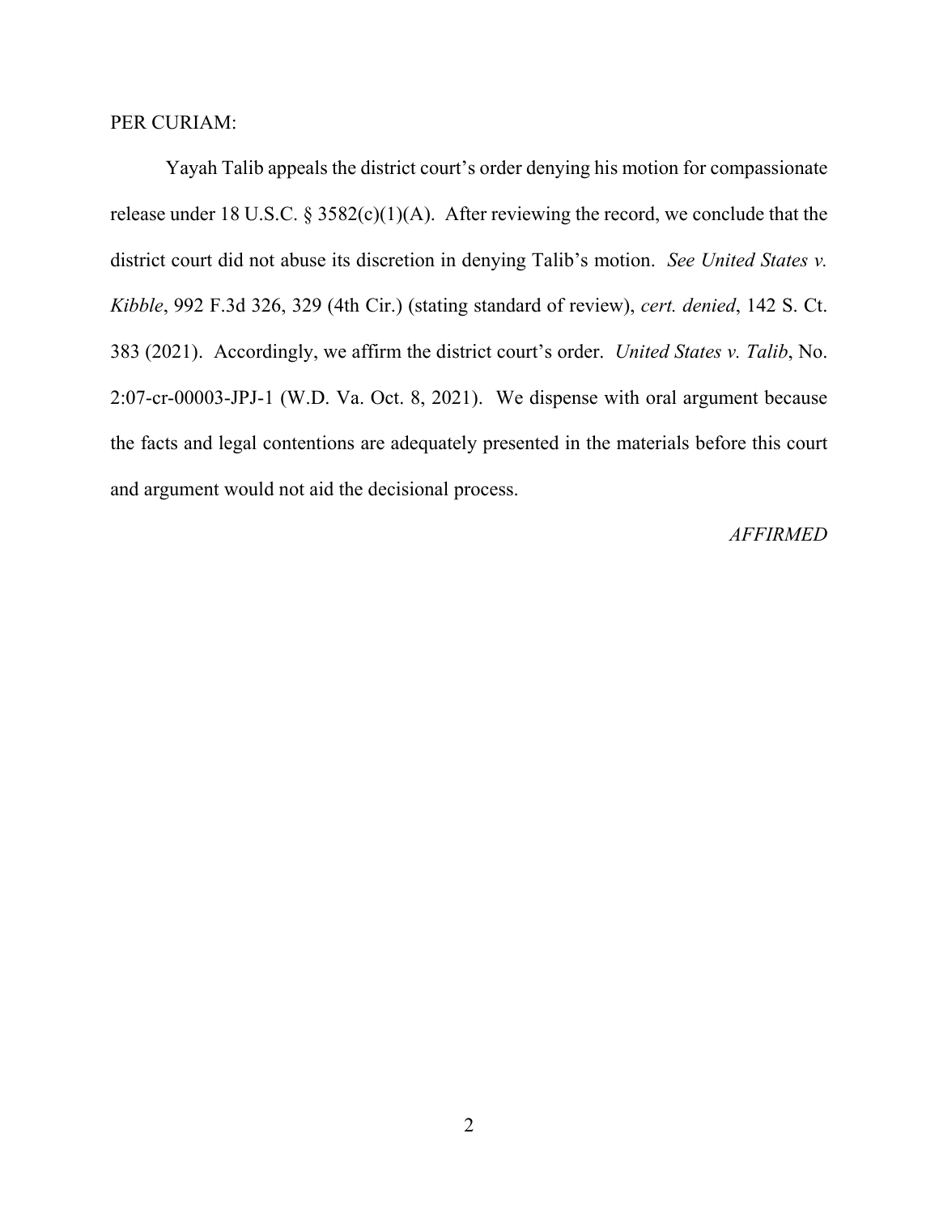PER CURIAM:

Yayah Talib appeals the district court's order denying his motion for compassionate release under 18 U.S.C. § 3582(c)(1)(A). After reviewing the record, we conclude that the district court did not abuse its discretion in denying Talib's motion. *See United States v. Kibble*, 992 F.3d 326, 329 (4th Cir.) (stating standard of review), *cert. denied*, 142 S. Ct. 383 (2021). Accordingly, we affirm the district court's order. *United States v. Talib*, No. 2:07-cr-00003-JPJ-1 (W.D. Va. Oct. 8, 2021). We dispense with oral argument because the facts and legal contentions are adequately presented in the materials before this court and argument would not aid the decisional process.

*AFFIRMED*